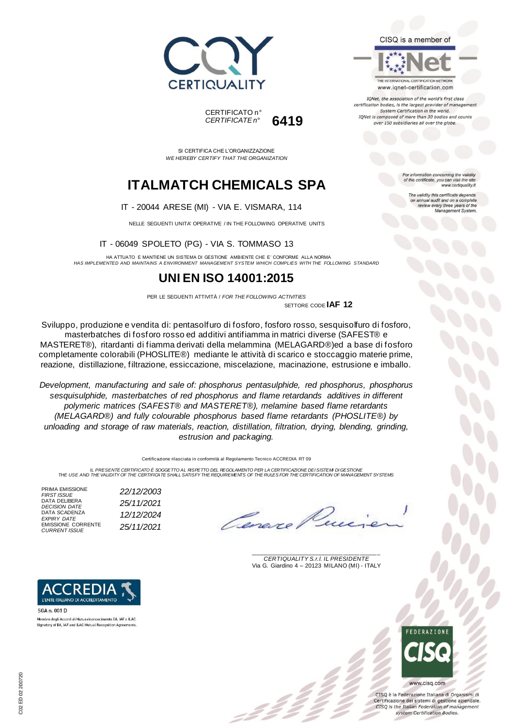CERTIQUALITY

CERTIFICATO n°
*CERTIFICATE n°* **6419**

CISQ is a member of

IQNet — THE INTERNATIONAL CERTIFICATION NETWORK
www.iqnet-certification.com

*IQNet, the association of the world's first class certification bodies, is the largest provider of management System Certification in the world. IQNet is composed of more than 30 bodies and counts over 150 subsidiaries all over the globe.*

SI CERTIFICA CHE L'ORGANIZZAZIONE
*WE HEREBY CERTIFY THAT THE ORGANIZATION*

# ITALMATCH CHEMICALS SPA

IT - 20044 ARESE (MI) - VIA E. VISMARA, 114

NELLE SEGUENTI UNITA' OPERATIVE / IN THE FOLLOWING OPERATIVE UNITS

IT - 06049 SPOLETO (PG) - VIA S. TOMMASO 13

*For information concerning the validity of the certificate, you can visit the site www.certiquality.it*

*The validity this certificate depends on annual audit and on a complete review every three years of the Management System.*

HA ATTUATO E MANTIENE UN SISTEMA DI GESTIONE AMBIENTE CHE E' CONFORME ALLA NORMA
*HAS IMPLEMENTED AND MAINTAINS A ENVIRONMENT MANAGEMENT SYSTEM WHICH COMPLIES WITH THE FOLLOWING STANDARD*

## UNI EN ISO 14001:2015

PER LE SEGUENTI ATTIVITÀ / *FOR THE FOLLOWING ACTIVITIES*

SETTORE CODE **IAF 12**

Sviluppo, produzione e vendita di: pentasolfuro di fosforo, fosforo rosso, sesquisolfuro di fosforo, masterbatches di fosforo rosso ed additivi antifiamma in matrici diverse (SAFEST® e MASTERET®), ritardanti di fiamma derivati della melammina (MELAGARD®)ed a base di fosforo completamente colorabili (PHOSLITE®) mediante le attività di scarico e stoccaggio materie prime, reazione, distillazione, filtrazione, essiccazione, miscelazione, macinazione, estrusione e imballo.

*Development, manufacturing and sale of: phosphorus pentasulphide, red phosphorus, phosphorus sesquisulphide, masterbatches of red phosphorus and flame retardands additives in different polymeric matrices (SAFEST® and MASTERET®), melamine based flame retardants (MELAGARD®) and fully colourable phosphorus based flame retardants (PHOSLITE®) by unloading and storage of raw materials, reaction, distillation, filtration, drying, blending, grinding, estrusion and packaging.*

Certificazione rilasciata in conformità al Regolamento Tecnico ACCREDIA RT 09

*IL PRESENTE CERTIFICATO È SOGGETTO AL RISPETTO DEL REGOLAMENTO PER LA CERTIFICAZIONE DEI SISTEMI DI GESTIONE*
*THE USE AND THE VALIDITY OF THE CERTIFICATE SHALL SATISFY THE REQUIREMENTS OF THE RULES FOR THE CERTIFICATION OF MANAGEMENT SYSTEMS*

| | |
|---|---|
| PRIMA EMISSIONE *FIRST ISSUE* | *22/12/2003* |
| DATA DELIBERA *DECISION DATE* | *25/11/2021* |
| DATA SCADENZA *EXPIRY DATE* | *12/12/2024* |
| EMISSIONE CORRENTE *CURRENT ISSUE* | *25/11/2021* |

*CERTIQUALITY S.r.l. IL PRESIDENTE*
Via G. Giardino 4 – 20123 MILANO (MI) - ITALY

ACCREDIA L'ENTE ITALIANO DI ACCREDITAMENTO
SGA n. 001 D
Membro degli Accordi di Mutuo riconoscimento EA, IAF e ILAC
Signatory of EA, IAF and ILAC Mutual Recognition Agreements

FEDERAZIONE CISQ
www.cisq.com

CISQ è la Federazione Italiana di Organismi di Certificazione dei sistemi di gestione aziendale.
*CISQ is the Italian Federation of management system Certification Bodies.*

C02 ED 02 200720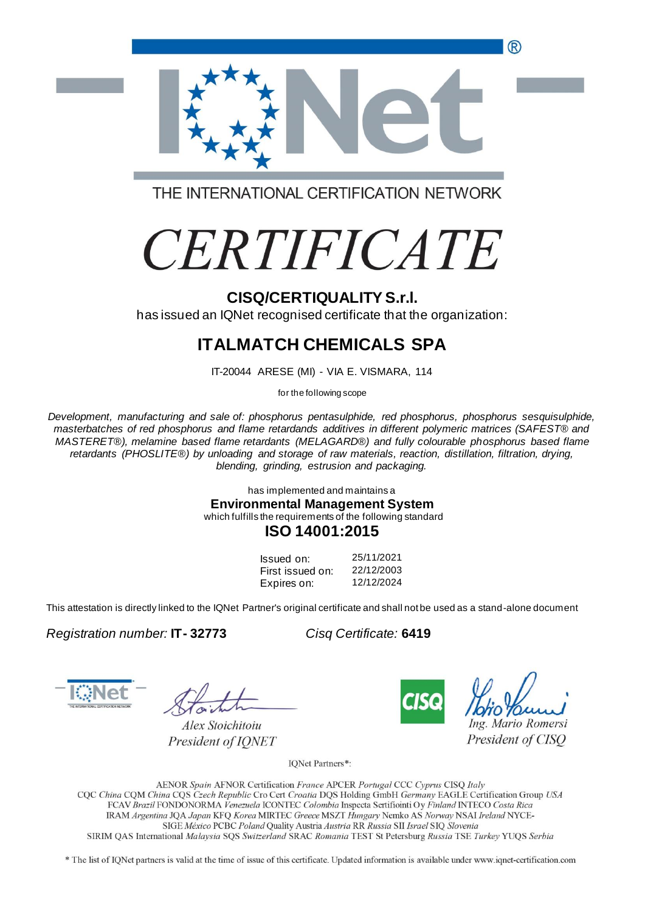THE INTERNATIONAL CERTIFICATION NETWORK

# CERTIFICATE

## CISQ/CERTIQUALITY S.r.l.

has issued an IQNet recognised certificate that the organization:

## ITALMATCH CHEMICALS SPA

IT-20044 ARESE (MI) - VIA E. VISMARA, 114

for the following scope

*Development, manufacturing and sale of: phosphorus pentasulphide, red phosphorus, phosphorus sesquisulphide, masterbatches of red phosphorus and flame retardands additives in different polymeric matrices (SAFEST® and MASTERET®), melamine based flame retardants (MELAGARD®) and fully colourable phosphorus based flame retardants (PHOSLITE®) by unloading and storage of raw materials, reaction, distillation, filtration, drying, blending, grinding, estrusion and packaging.*

has implemented and maintains a

**Environmental Management System**

which fulfills the requirements of the following standard

**ISO 14001:2015**

| | |
|---|---|
| Issued on: | 25/11/2021 |
| First issued on: | 22/12/2003 |
| Expires on: | 12/12/2024 |

This attestation is directly linked to the IQNet Partner's original certificate and shall not be used as a stand-alone document

*Registration number:* **IT- 32773** *Cisq Certificate:* **6419**

*Alex Stoichitoiu*
*President of IQNET*

*Ing. Mario Romersi*
*President of CISQ*

IQNet Partners*:

AENOR *Spain* AFNOR Certification *France* APCER *Portugal* CCC *Cyprus* CISQ *Italy*
CQC *China* CQM *China* CQS *Czech Republic* Cro Cert *Croatia* DQS Holding GmbH *Germany* EAGLE Certification Group *USA*
FCAV *Brazil* FONDONORMA *Venezuela* ICONTEC *Colombia* Inspecta Sertifiointi Oy *Finland* INTECO *Costa Rica*
IRAM *Argentina* JQA *Japan* KFQ *Korea* MIRTEC *Greece* MSZT *Hungary* Nemko AS *Norway* NSAI *Ireland* NYCE-SIGE *México* PCBC *Poland* Quality Austria *Austria* RR *Russia* SII *Israel* SIQ *Slovenia*
SIRIM QAS International *Malaysia* SQS *Switzerland* SRAC *Romania* TEST St Petersburg *Russia* TSE *Turkey* YUQS *Serbia*

* The list of IQNet partners is valid at the time of issue of this certificate. Updated information is available under www.iqnet-certification.com